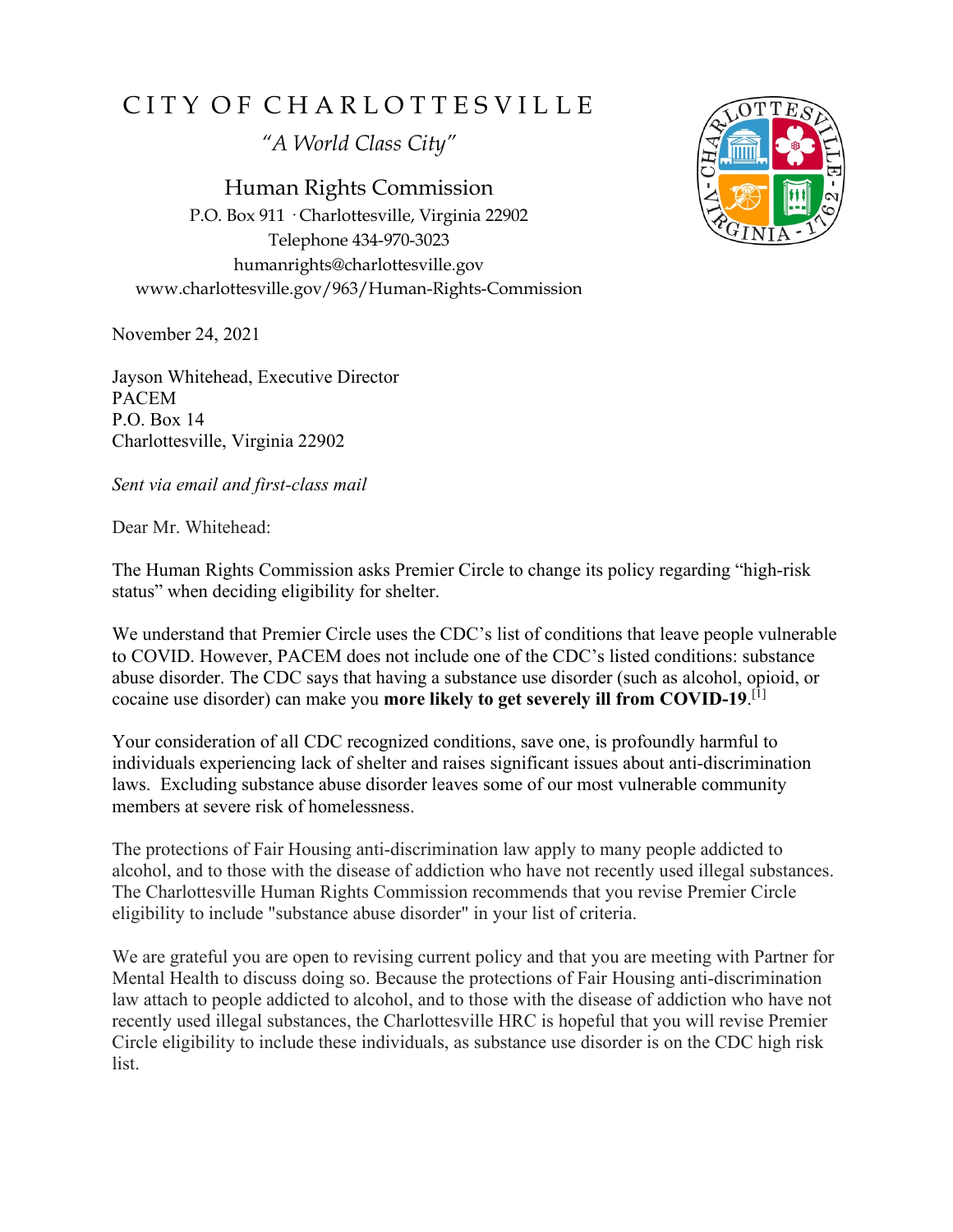# CITY OF CHARLOTTESVILLE

*"A World Class City"*

Human Rights Commission
P.O. Box 911 · Charlottesville, Virginia 22902
Telephone 434-970-3023
humanrights@charlottesville.gov
www.charlottesville.gov/963/Human-Rights-Commission

November 24, 2021

Jayson Whitehead, Executive Director
PACEM
P.O. Box 14
Charlottesville, Virginia 22902

*Sent via email and first-class mail*

Dear Mr. Whitehead:

The Human Rights Commission asks Premier Circle to change its policy regarding "high-risk status" when deciding eligibility for shelter.

We understand that Premier Circle uses the CDC's list of conditions that leave people vulnerable to COVID. However, PACEM does not include one of the CDC's listed conditions: substance abuse disorder. The CDC says that having a substance use disorder (such as alcohol, opioid, or cocaine use disorder) can make you **more likely to get severely ill from COVID-19**.[1]

Your consideration of all CDC recognized conditions, save one, is profoundly harmful to individuals experiencing lack of shelter and raises significant issues about anti-discrimination laws. Excluding substance abuse disorder leaves some of our most vulnerable community members at severe risk of homelessness.

The protections of Fair Housing anti-discrimination law apply to many people addicted to alcohol, and to those with the disease of addiction who have not recently used illegal substances. The Charlottesville Human Rights Commission recommends that you revise Premier Circle eligibility to include "substance abuse disorder" in your list of criteria.

We are grateful you are open to revising current policy and that you are meeting with Partner for Mental Health to discuss doing so. Because the protections of Fair Housing anti-discrimination law attach to people addicted to alcohol, and to those with the disease of addiction who have not recently used illegal substances, the Charlottesville HRC is hopeful that you will revise Premier Circle eligibility to include these individuals, as substance use disorder is on the CDC high risk list.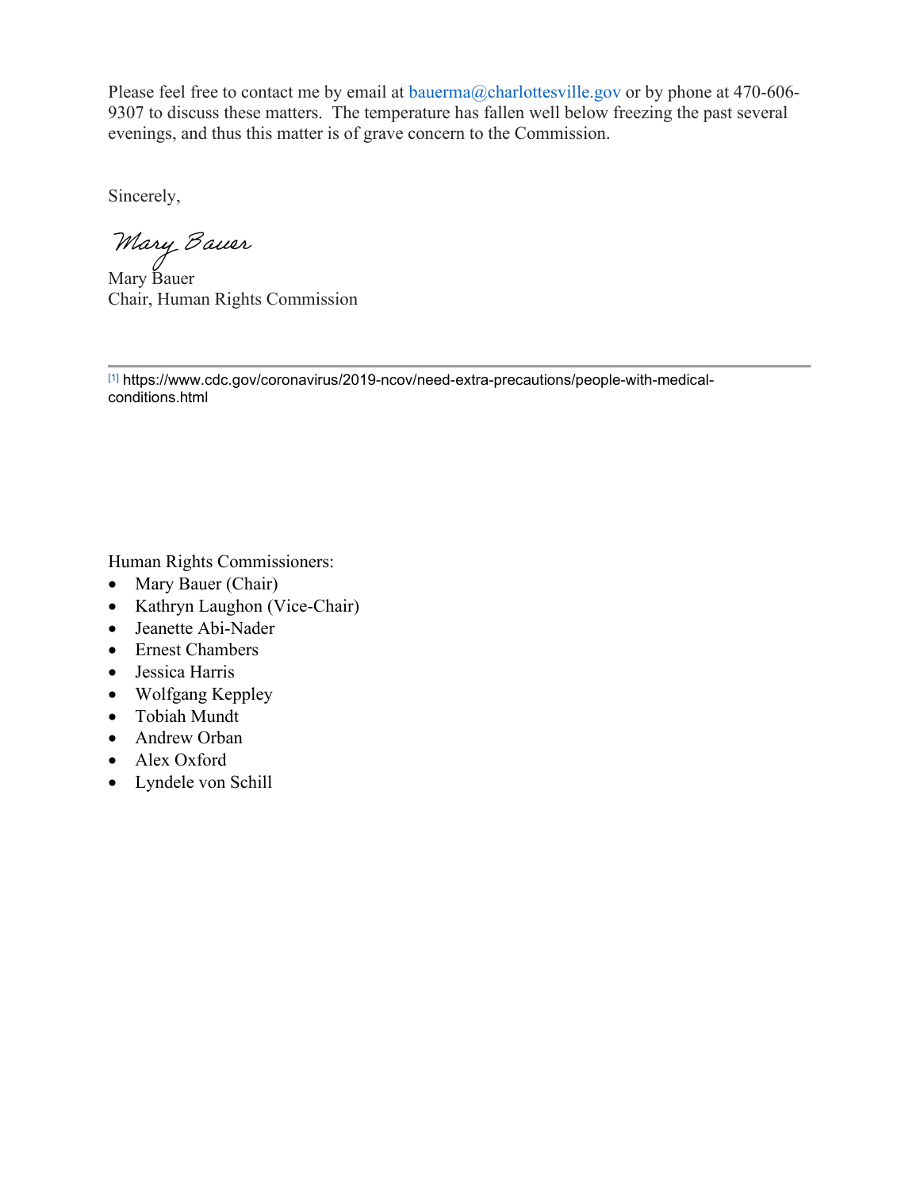Please feel free to contact me by email at bauerma@charlottesville.gov or by phone at 470-606-9307 to discuss these matters. The temperature has fallen well below freezing the past several evenings, and thus this matter is of grave concern to the Commission.

Sincerely,

Mary Bauer

Mary Bauer
Chair, Human Rights Commission

---

[1] https://www.cdc.gov/coronavirus/2019-ncov/need-extra-precautions/people-with-medical-conditions.html

Human Rights Commissioners:

- Mary Bauer (Chair)
- Kathryn Laughon (Vice-Chair)
- Jeanette Abi-Nader
- Ernest Chambers
- Jessica Harris
- Wolfgang Keppley
- Tobiah Mundt
- Andrew Orban
- Alex Oxford
- Lyndele von Schill